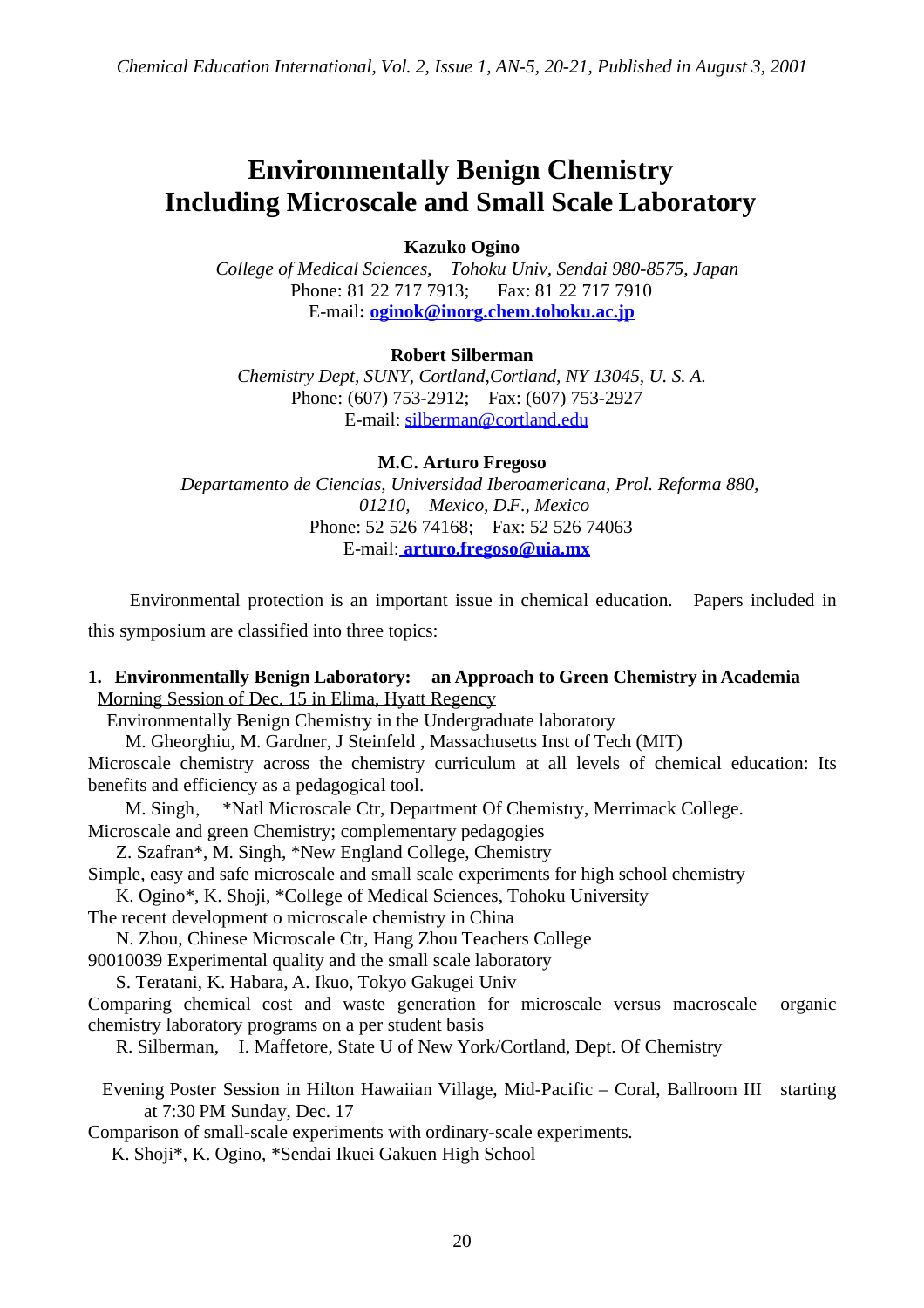# Environmentally Benign Chemistry Including Microscale and Small Scale Laboratory

**Kazuko Ogino**
*College of Medical Sciences, Tohoku Univ, Sendai 980-8575, Japan*
Phone: 81 22 717 7913; Fax: 81 22 717 7910
E-mail: **oginok@inorg.chem.tohoku.ac.jp**

**Robert Silberman**
*Chemistry Dept, SUNY, Cortland,Cortland, NY 13045, U. S. A.*
Phone: (607) 753-2912; Fax: (607) 753-2927
E-mail: silberman@cortland.edu

**M.C. Arturo Fregoso**
*Departamento de Ciencias, Universidad Iberoamericana, Prol. Reforma 880, 01210, Mexico, D.F., Mexico*
Phone: 52 526 74168; Fax: 52 526 74063
E-mail: **arturo.fregoso@uia.mx**

Environmental protection is an important issue in chemical education. Papers included in this symposium are classified into three topics:

**1. Environmentally Benign Laboratory: an Approach to Green Chemistry in Academia**

Morning Session of Dec. 15 in Elima, Hyatt Regency

Environmentally Benign Chemistry in the Undergraduate laboratory
M. Gheorghiu, M. Gardner, J Steinfeld , Massachusetts Inst of Tech (MIT)

Microscale chemistry across the chemistry curriculum at all levels of chemical education: Its benefits and efficiency as a pedagogical tool.
M. Singh, *Natl Microscale Ctr, Department Of Chemistry, Merrimack College.

Microscale and green Chemistry; complementary pedagogies
Z. Szafran*, M. Singh, *New England College, Chemistry

Simple, easy and safe microscale and small scale experiments for high school chemistry
K. Ogino*, K. Shoji, *College of Medical Sciences, Tohoku University

The recent development o microscale chemistry in China
N. Zhou, Chinese Microscale Ctr, Hang Zhou Teachers College

90010039 Experimental quality and the small scale laboratory
S. Teratani, K. Habara, A. Ikuo, Tokyo Gakugei Univ

Comparing chemical cost and waste generation for microscale versus macroscale organic chemistry laboratory programs on a per student basis
R. Silberman, I. Maffetore, State U of New York/Cortland, Dept. Of Chemistry

Evening Poster Session in Hilton Hawaiian Village, Mid-Pacific – Coral, Ballroom III starting at 7:30 PM Sunday, Dec. 17

Comparison of small-scale experiments with ordinary-scale experiments.
K. Shoji*, K. Ogino, *Sendai Ikuei Gakuen High School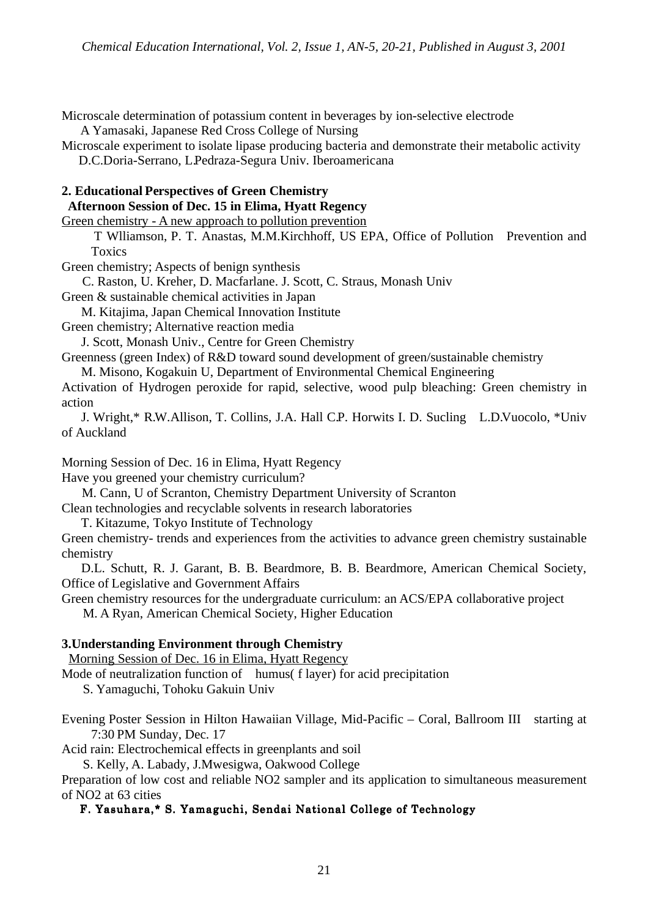Microscale determination of potassium content in beverages by ion-selective electrode

A Yamasaki, Japanese Red Cross College of Nursing

Microscale experiment to isolate lipase producing bacteria and demonstrate their metabolic activity

D.C.Doria-Serrano, L.Pedraza-Segura Univ. Iberoamericana

**2. Educational Perspectives of Green Chemistry**

**Afternoon Session of Dec. 15 in Elima, Hyatt Regency**

<u>Green chemistry - A new approach to pollution prevention</u>

T Wlliamson, P. T. Anastas, M.M.Kirchhoff, US EPA, Office of Pollution Prevention and Toxics

Green chemistry; Aspects of benign synthesis

C. Raston, U. Kreher, D. Macfarlane. J. Scott, C. Straus, Monash Univ

Green & sustainable chemical activities in Japan

M. Kitajima, Japan Chemical Innovation Institute

Green chemistry; Alternative reaction media

J. Scott, Monash Univ., Centre for Green Chemistry

Greenness (green Index) of R&D toward sound development of green/sustainable chemistry

M. Misono, Kogakuin U, Department of Environmental Chemical Engineering

Activation of Hydrogen peroxide for rapid, selective, wood pulp bleaching: Green chemistry in action

J. Wright,* R.W.Allison, T. Collins, J.A. Hall C.P. Horwits I. D. Sucling L.D.Vuocolo, *Univ of Auckland

Morning Session of Dec. 16 in Elima, Hyatt Regency

Have you greened your chemistry curriculum?

M. Cann, U of Scranton, Chemistry Department University of Scranton

Clean technologies and recyclable solvents in research laboratories

T. Kitazume, Tokyo Institute of Technology

Green chemistry- trends and experiences from the activities to advance green chemistry sustainable chemistry

D.L. Schutt, R. J. Garant, B. B. Beardmore, B. B. Beardmore, American Chemical Society, Office of Legislative and Government Affairs

Green chemistry resources for the undergraduate curriculum: an ACS/EPA collaborative project

M. A Ryan, American Chemical Society, Higher Education

**3.Understanding Environment through Chemistry**

<u>Morning Session of Dec. 16 in Elima, Hyatt Regency</u>

Mode of neutralization function of humus( f layer) for acid precipitation

S. Yamaguchi, Tohoku Gakuin Univ

Evening Poster Session in Hilton Hawaiian Village, Mid-Pacific – Coral, Ballroom III starting at 7:30 PM Sunday, Dec. 17

Acid rain: Electrochemical effects in greenplants and soil

S. Kelly, A. Labady, J.Mwesigwa, Oakwood College

Preparation of low cost and reliable NO2 sampler and its application to simultaneous measurement of NO2 at 63 cities

**F. Yasuhara,* S. Yamaguchi, Sendai National College of Technology**